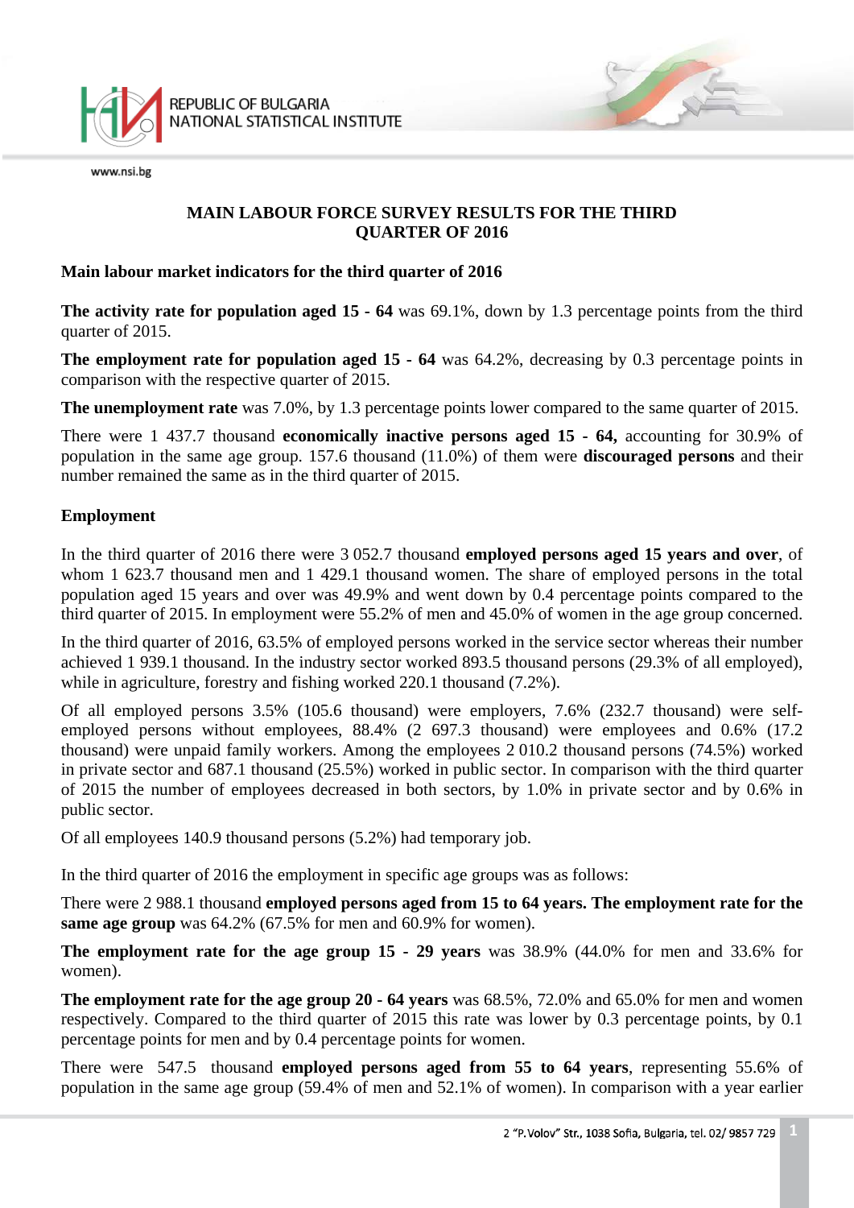# MAIN LABOUR FORCE SURVEY RESULTS FOR THE THIRD QUARTER OF 2016

## Main labour market indicators for the third quarter of 2016

**The activity rate for population aged 15 - 64** was 69.1%, down by 1.3 percentage points from the third quarter of 2015.

**The employment rate for population aged 15 - 64** was 64.2%, decreasing by 0.3 percentage points in comparison with the respective quarter of 2015.

**The unemployment rate** was 7.0%, by 1.3 percentage points lower compared to the same quarter of 2015.

There were 1 437.7 thousand **economically inactive persons aged 15 - 64,** accounting for 30.9% of population in the same age group. 157.6 thousand (11.0%) of them were **discouraged persons** and their number remained the same as in the third quarter of 2015.

## Employment

In the third quarter of 2016 there were 3 052.7 thousand **employed persons aged 15 years and over**, of whom 1 623.7 thousand men and 1 429.1 thousand women. The share of employed persons in the total population aged 15 years and over was 49.9% and went down by 0.4 percentage points compared to the third quarter of 2015. In employment were 55.2% of men and 45.0% of women in the age group concerned.

In the third quarter of 2016, 63.5% of employed persons worked in the service sector whereas their number achieved 1 939.1 thousand. In the industry sector worked 893.5 thousand persons (29.3% of all employed), while in agriculture, forestry and fishing worked 220.1 thousand (7.2%).

Of all employed persons 3.5% (105.6 thousand) were employers, 7.6% (232.7 thousand) were self-employed persons without employees, 88.4% (2 697.3 thousand) were employees and 0.6% (17.2 thousand) were unpaid family workers. Among the employees 2 010.2 thousand persons (74.5%) worked in private sector and 687.1 thousand (25.5%) worked in public sector. In comparison with the third quarter of 2015 the number of employees decreased in both sectors, by 1.0% in private sector and by 0.6% in public sector.

Of all employees 140.9 thousand persons (5.2%) had temporary job.

In the third quarter of 2016 the employment in specific age groups was as follows:

There were 2 988.1 thousand **employed persons aged from 15 to 64 years. The employment rate for the same age group** was 64.2% (67.5% for men and 60.9% for women).

**The employment rate for the age group 15 - 29 years** was 38.9% (44.0% for men and 33.6% for women).

**The employment rate for the age group 20 - 64 years** was 68.5%, 72.0% and 65.0% for men and women respectively. Compared to the third quarter of 2015 this rate was lower by 0.3 percentage points, by 0.1 percentage points for men and by 0.4 percentage points for women.

There were 547.5 thousand **employed persons aged from 55 to 64 years**, representing 55.6% of population in the same age group (59.4% of men and 52.1% of women). In comparison with a year earlier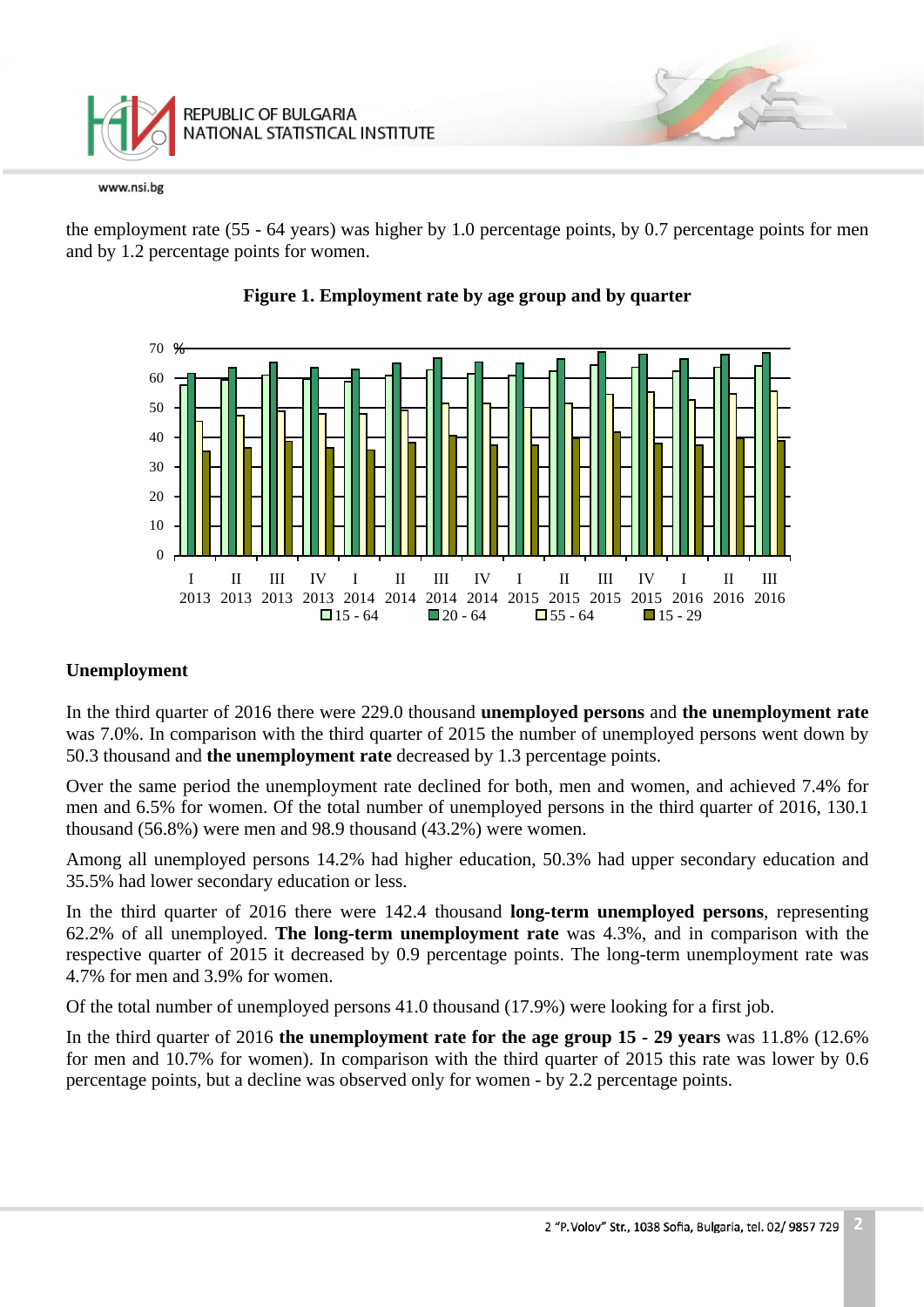the employment rate (55 - 64 years) was higher by 1.0 percentage points, by 0.7 percentage points for men and by 1.2 percentage points for women.

**Figure 1. Employment rate by age group and by quarter**

## Unemployment

In the third quarter of 2016 there were 229.0 thousand **unemployed persons** and **the unemployment rate** was 7.0%. In comparison with the third quarter of 2015 the number of unemployed persons went down by 50.3 thousand and **the unemployment rate** decreased by 1.3 percentage points.

Over the same period the unemployment rate declined for both, men and women, and achieved 7.4% for men and 6.5% for women. Of the total number of unemployed persons in the third quarter of 2016, 130.1 thousand (56.8%) were men and 98.9 thousand (43.2%) were women.

Among all unemployed persons 14.2% had higher education, 50.3% had upper secondary education and 35.5% had lower secondary education or less.

In the third quarter of 2016 there were 142.4 thousand **long-term unemployed persons**, representing 62.2% of all unemployed. **The long-term unemployment rate** was 4.3%, and in comparison with the respective quarter of 2015 it decreased by 0.9 percentage points. The long-term unemployment rate was 4.7% for men and 3.9% for women.

Of the total number of unemployed persons 41.0 thousand (17.9%) were looking for a first job.

In the third quarter of 2016 **the unemployment rate for the age group 15 - 29 years** was 11.8% (12.6% for men and 10.7% for women). In comparison with the third quarter of 2015 this rate was lower by 0.6 percentage points, but a decline was observed only for women - by 2.2 percentage points.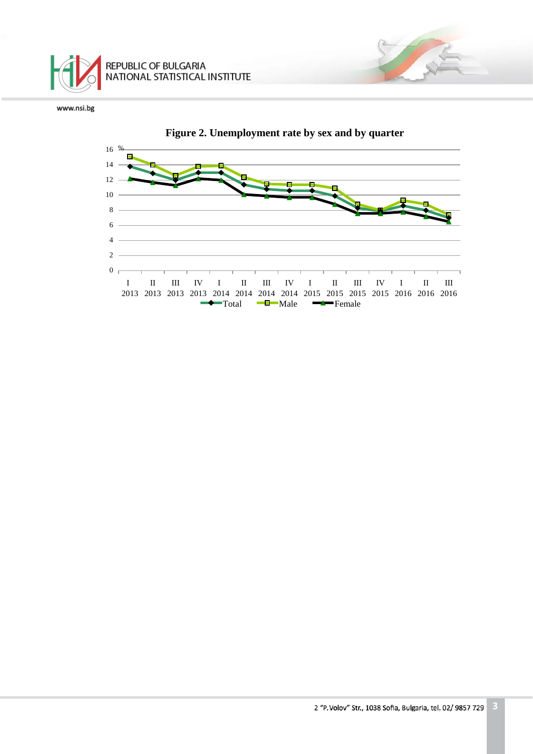**Figure 2. Unemployment rate by sex and by quarter**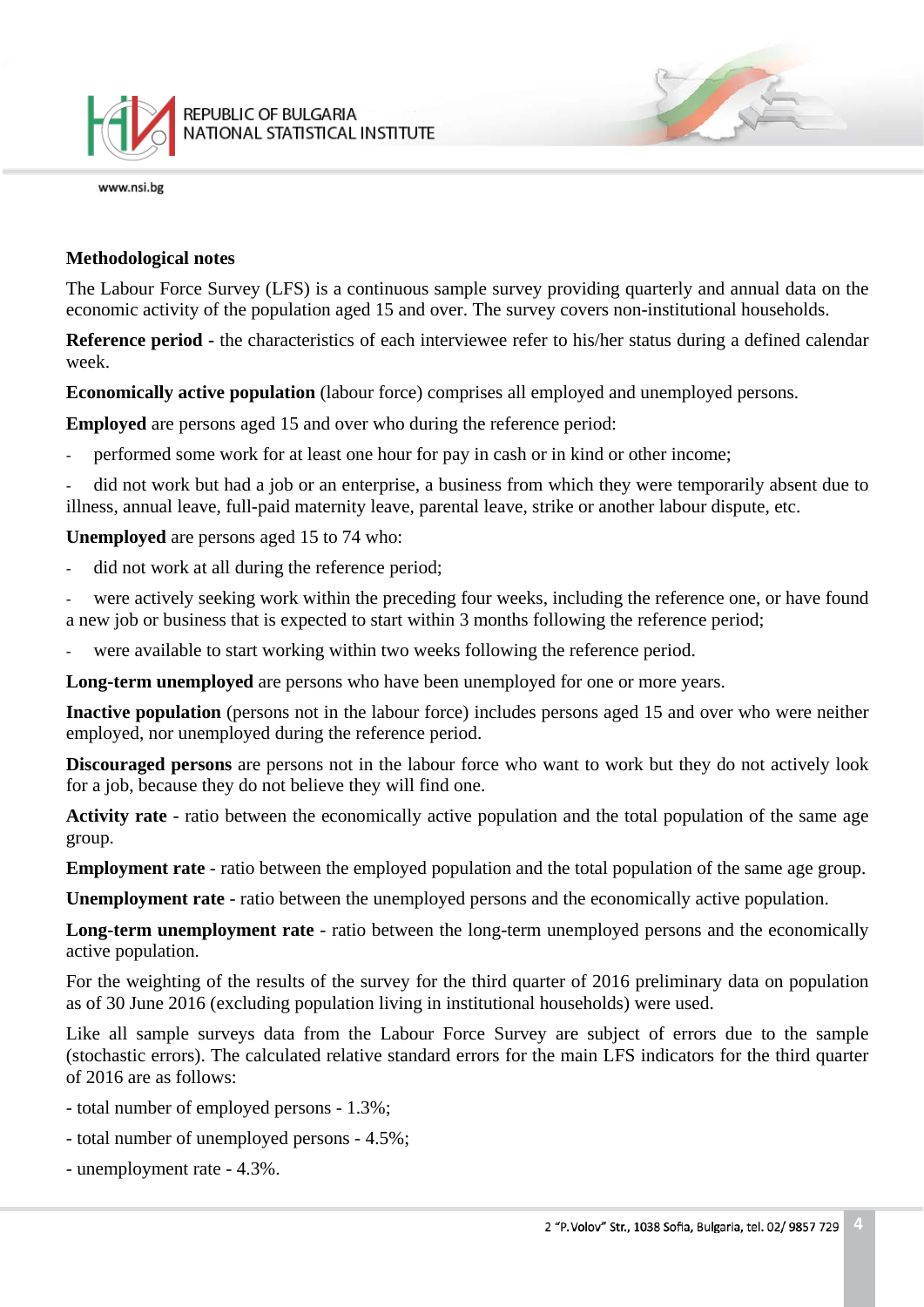**Methodological notes**

The Labour Force Survey (LFS) is a continuous sample survey providing quarterly and annual data on the economic activity of the population aged 15 and over. The survey covers non-institutional households.

**Reference period** - the characteristics of each interviewee refer to his/her status during a defined calendar week.

**Economically active population** (labour force) comprises all employed and unemployed persons.

**Employed** are persons aged 15 and over who during the reference period:

- performed some work for at least one hour for pay in cash or in kind or other income;
- did not work but had a job or an enterprise, a business from which they were temporarily absent due to illness, annual leave, full-paid maternity leave, parental leave, strike or another labour dispute, etc.

**Unemployed** are persons aged 15 to 74 who:

- did not work at all during the reference period;
- were actively seeking work within the preceding four weeks, including the reference one, or have found a new job or business that is expected to start within 3 months following the reference period;
- were available to start working within two weeks following the reference period.

**Long-term unemployed** are persons who have been unemployed for one or more years.

**Inactive population** (persons not in the labour force) includes persons aged 15 and over who were neither employed, nor unemployed during the reference period.

**Discouraged persons** are persons not in the labour force who want to work but they do not actively look for a job, because they do not believe they will find one.

**Activity rate** - ratio between the economically active population and the total population of the same age group.

**Employment rate** - ratio between the employed population and the total population of the same age group.

**Unemployment rate** - ratio between the unemployed persons and the economically active population.

**Long-term unemployment rate** - ratio between the long-term unemployed persons and the economically active population.

For the weighting of the results of the survey for the third quarter of 2016 preliminary data on population as of 30 June 2016 (excluding population living in institutional households) were used.

Like all sample surveys data from the Labour Force Survey are subject of errors due to the sample (stochastic errors). The calculated relative standard errors for the main LFS indicators for the third quarter of 2016 are as follows:

- total number of employed persons - 1.3%;
- total number of unemployed persons - 4.5%;
- unemployment rate - 4.3%.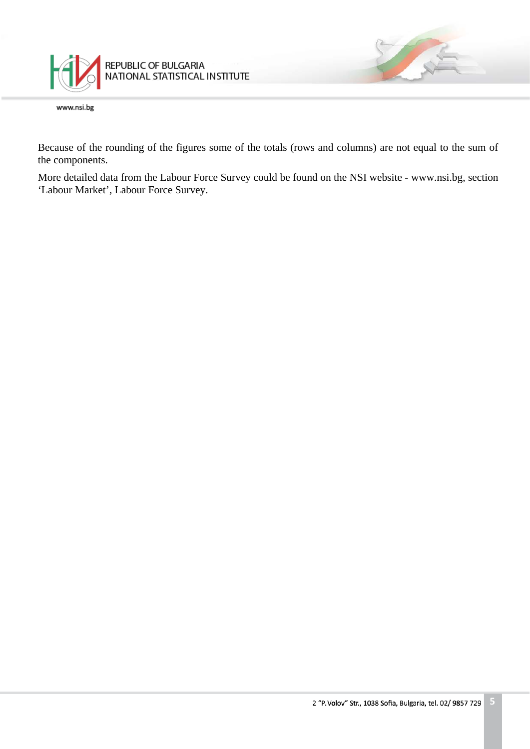Because of the rounding of the figures some of the totals (rows and columns) are not equal to the sum of the components.

More detailed data from the Labour Force Survey could be found on the NSI website - www.nsi.bg, section 'Labour Market', Labour Force Survey.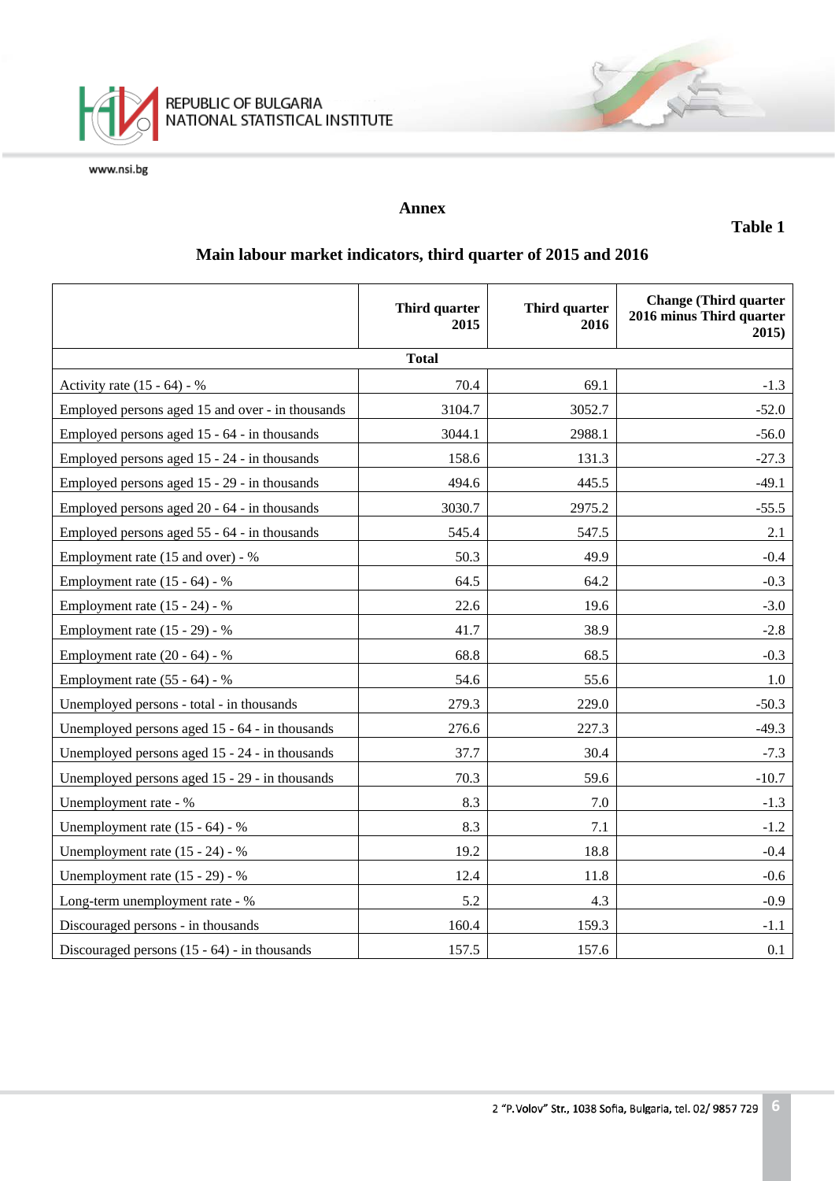## Annex

**Table 1**

### Main labour market indicators, third quarter of 2015 and 2016

| | Third quarter 2015 | Third quarter 2016 | Change (Third quarter 2016 minus Third quarter 2015) |
|---|---|---|---|
| **Total** | | | |
| Activity rate (15 - 64) - % | 70.4 | 69.1 | -1.3 |
| Employed persons aged 15 and over - in thousands | 3104.7 | 3052.7 | -52.0 |
| Employed persons aged 15 - 64 - in thousands | 3044.1 | 2988.1 | -56.0 |
| Employed persons aged 15 - 24 - in thousands | 158.6 | 131.3 | -27.3 |
| Employed persons aged 15 - 29 - in thousands | 494.6 | 445.5 | -49.1 |
| Employed persons aged 20 - 64 - in thousands | 3030.7 | 2975.2 | -55.5 |
| Employed persons aged 55 - 64 - in thousands | 545.4 | 547.5 | 2.1 |
| Employment rate (15 and over) - % | 50.3 | 49.9 | -0.4 |
| Employment rate (15 - 64) - % | 64.5 | 64.2 | -0.3 |
| Employment rate (15 - 24) - % | 22.6 | 19.6 | -3.0 |
| Employment rate (15 - 29) - % | 41.7 | 38.9 | -2.8 |
| Employment rate (20 - 64) - % | 68.8 | 68.5 | -0.3 |
| Employment rate (55 - 64) - % | 54.6 | 55.6 | 1.0 |
| Unemployed persons - total - in thousands | 279.3 | 229.0 | -50.3 |
| Unemployed persons aged 15 - 64 - in thousands | 276.6 | 227.3 | -49.3 |
| Unemployed persons aged 15 - 24 - in thousands | 37.7 | 30.4 | -7.3 |
| Unemployed persons aged 15 - 29 - in thousands | 70.3 | 59.6 | -10.7 |
| Unemployment rate - % | 8.3 | 7.0 | -1.3 |
| Unemployment rate (15 - 64) - % | 8.3 | 7.1 | -1.2 |
| Unemployment rate (15 - 24) - % | 19.2 | 18.8 | -0.4 |
| Unemployment rate (15 - 29) - % | 12.4 | 11.8 | -0.6 |
| Long-term unemployment rate - % | 5.2 | 4.3 | -0.9 |
| Discouraged persons - in thousands | 160.4 | 159.3 | -1.1 |
| Discouraged persons (15 - 64) - in thousands | 157.5 | 157.6 | 0.1 |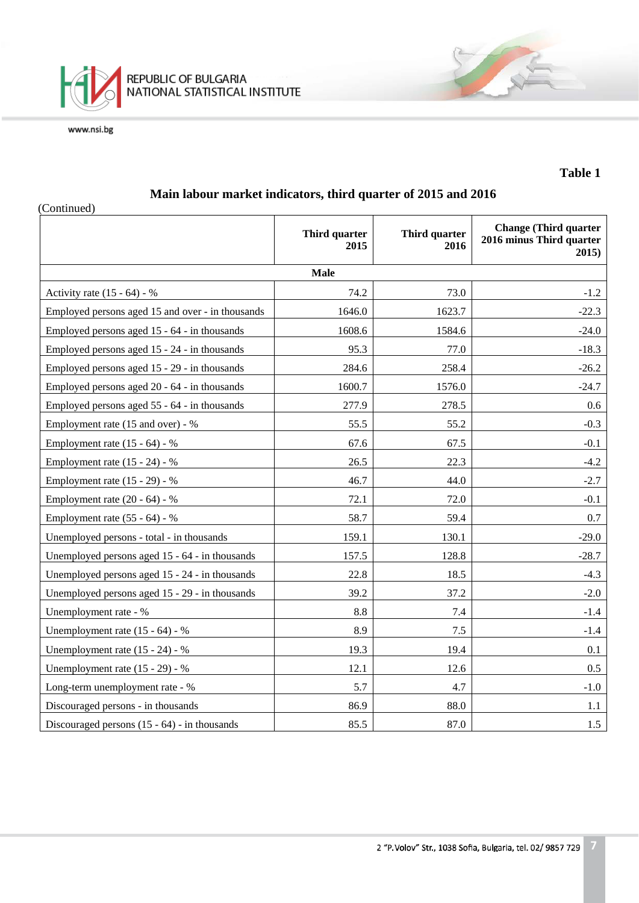**Table 1**

## Main labour market indicators, third quarter of 2015 and 2016

(Continued)

| | Third quarter 2015 | Third quarter 2016 | Change (Third quarter 2016 minus Third quarter 2015) |
|---|---|---|---|
| **Male** | | | |
| Activity rate (15 - 64) - % | 74.2 | 73.0 | -1.2 |
| Employed persons aged 15 and over - in thousands | 1646.0 | 1623.7 | -22.3 |
| Employed persons aged 15 - 64 - in thousands | 1608.6 | 1584.6 | -24.0 |
| Employed persons aged 15 - 24 - in thousands | 95.3 | 77.0 | -18.3 |
| Employed persons aged 15 - 29 - in thousands | 284.6 | 258.4 | -26.2 |
| Employed persons aged 20 - 64 - in thousands | 1600.7 | 1576.0 | -24.7 |
| Employed persons aged 55 - 64 - in thousands | 277.9 | 278.5 | 0.6 |
| Employment rate (15 and over) - % | 55.5 | 55.2 | -0.3 |
| Employment rate (15 - 64) - % | 67.6 | 67.5 | -0.1 |
| Employment rate (15 - 24) - % | 26.5 | 22.3 | -4.2 |
| Employment rate (15 - 29) - % | 46.7 | 44.0 | -2.7 |
| Employment rate (20 - 64) - % | 72.1 | 72.0 | -0.1 |
| Employment rate (55 - 64) - % | 58.7 | 59.4 | 0.7 |
| Unemployed persons - total - in thousands | 159.1 | 130.1 | -29.0 |
| Unemployed persons aged 15 - 64 - in thousands | 157.5 | 128.8 | -28.7 |
| Unemployed persons aged 15 - 24 - in thousands | 22.8 | 18.5 | -4.3 |
| Unemployed persons aged 15 - 29 - in thousands | 39.2 | 37.2 | -2.0 |
| Unemployment rate - % | 8.8 | 7.4 | -1.4 |
| Unemployment rate (15 - 64) - % | 8.9 | 7.5 | -1.4 |
| Unemployment rate (15 - 24) - % | 19.3 | 19.4 | 0.1 |
| Unemployment rate (15 - 29) - % | 12.1 | 12.6 | 0.5 |
| Long-term unemployment rate - % | 5.7 | 4.7 | -1.0 |
| Discouraged persons - in thousands | 86.9 | 88.0 | 1.1 |
| Discouraged persons (15 - 64) - in thousands | 85.5 | 87.0 | 1.5 |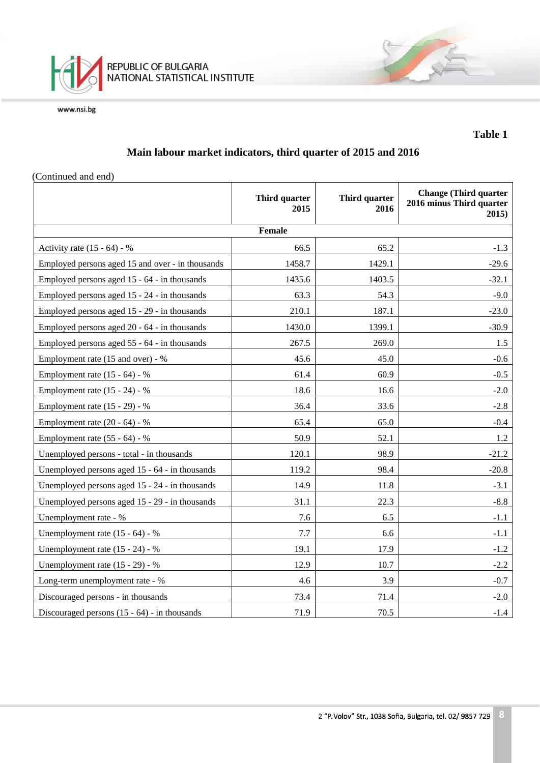**Table 1**

## Main labour market indicators, third quarter of 2015 and 2016

(Continued and end)

| | Third quarter 2015 | Third quarter 2016 | Change (Third quarter 2016 minus Third quarter 2015) |
|---|---|---|---|
| **Female** | | | |
| Activity rate (15 - 64) - % | 66.5 | 65.2 | -1.3 |
| Employed persons aged 15 and over - in thousands | 1458.7 | 1429.1 | -29.6 |
| Employed persons aged 15 - 64 - in thousands | 1435.6 | 1403.5 | -32.1 |
| Employed persons aged 15 - 24 - in thousands | 63.3 | 54.3 | -9.0 |
| Employed persons aged 15 - 29 - in thousands | 210.1 | 187.1 | -23.0 |
| Employed persons aged 20 - 64 - in thousands | 1430.0 | 1399.1 | -30.9 |
| Employed persons aged 55 - 64 - in thousands | 267.5 | 269.0 | 1.5 |
| Employment rate (15 and over) - % | 45.6 | 45.0 | -0.6 |
| Employment rate (15 - 64) - % | 61.4 | 60.9 | -0.5 |
| Employment rate (15 - 24) - % | 18.6 | 16.6 | -2.0 |
| Employment rate (15 - 29) - % | 36.4 | 33.6 | -2.8 |
| Employment rate (20 - 64) - % | 65.4 | 65.0 | -0.4 |
| Employment rate (55 - 64) - % | 50.9 | 52.1 | 1.2 |
| Unemployed persons - total - in thousands | 120.1 | 98.9 | -21.2 |
| Unemployed persons aged 15 - 64 - in thousands | 119.2 | 98.4 | -20.8 |
| Unemployed persons aged 15 - 24 - in thousands | 14.9 | 11.8 | -3.1 |
| Unemployed persons aged 15 - 29 - in thousands | 31.1 | 22.3 | -8.8 |
| Unemployment rate - % | 7.6 | 6.5 | -1.1 |
| Unemployment rate (15 - 64) - % | 7.7 | 6.6 | -1.1 |
| Unemployment rate (15 - 24) - % | 19.1 | 17.9 | -1.2 |
| Unemployment rate (15 - 29) - % | 12.9 | 10.7 | -2.2 |
| Long-term unemployment rate - % | 4.6 | 3.9 | -0.7 |
| Discouraged persons - in thousands | 73.4 | 71.4 | -2.0 |
| Discouraged persons (15 - 64) - in thousands | 71.9 | 70.5 | -1.4 |